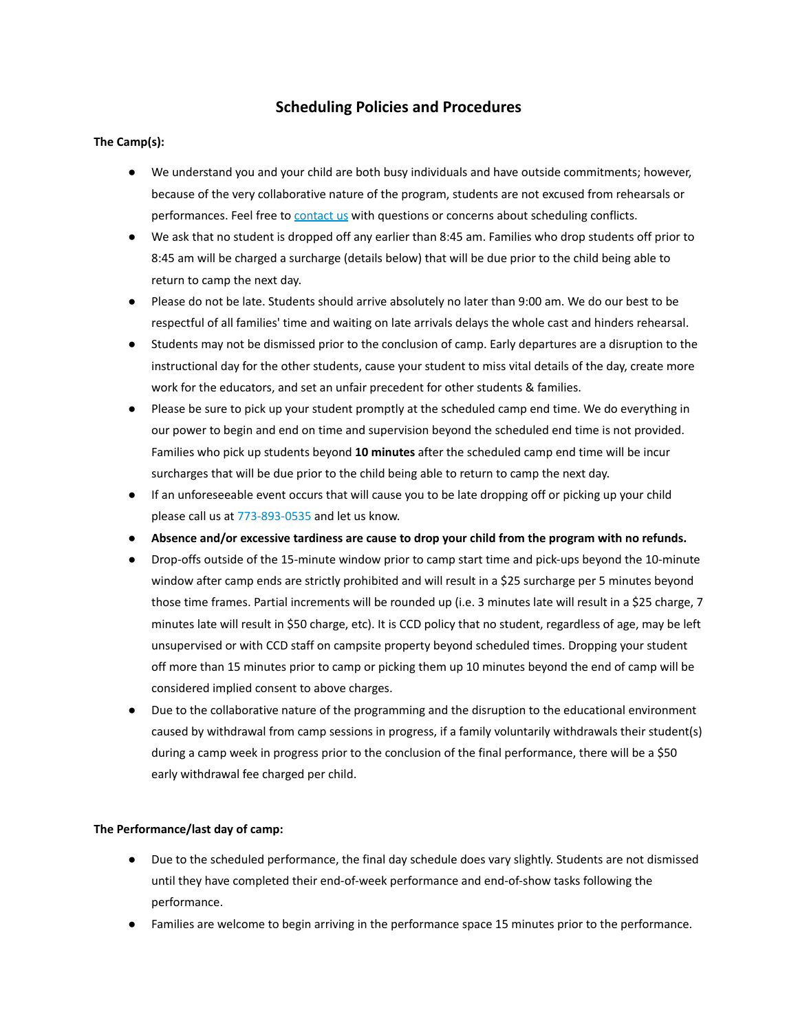# Scheduling Policies and Procedures

**The Camp(s):**

- We understand you and your child are both busy individuals and have outside commitments; however, because of the very collaborative nature of the program, students are not excused from rehearsals or performances. Feel free to contact us with questions or concerns about scheduling conflicts.
- We ask that no student is dropped off any earlier than 8:45 am. Families who drop students off prior to 8:45 am will be charged a surcharge (details below) that will be due prior to the child being able to return to camp the next day.
- Please do not be late. Students should arrive absolutely no later than 9:00 am. We do our best to be respectful of all families' time and waiting on late arrivals delays the whole cast and hinders rehearsal.
- Students may not be dismissed prior to the conclusion of camp. Early departures are a disruption to the instructional day for the other students, cause your student to miss vital details of the day, create more work for the educators, and set an unfair precedent for other students & families.
- Please be sure to pick up your student promptly at the scheduled camp end time. We do everything in our power to begin and end on time and supervision beyond the scheduled end time is not provided. Families who pick up students beyond **10 minutes** after the scheduled camp end time will be incur surcharges that will be due prior to the child being able to return to camp the next day.
- If an unforeseeable event occurs that will cause you to be late dropping off or picking up your child please call us at 773-893-0535 and let us know.
- **Absence and/or excessive tardiness are cause to drop your child from the program with no refunds.**
- Drop-offs outside of the 15-minute window prior to camp start time and pick-ups beyond the 10-minute window after camp ends are strictly prohibited and will result in a $25 surcharge per 5 minutes beyond those time frames. Partial increments will be rounded up (i.e. 3 minutes late will result in a $25 charge, 7 minutes late will result in $50 charge, etc). It is CCD policy that no student, regardless of age, may be left unsupervised or with CCD staff on campsite property beyond scheduled times. Dropping your student off more than 15 minutes prior to camp or picking them up 10 minutes beyond the end of camp will be considered implied consent to above charges.
- Due to the collaborative nature of the programming and the disruption to the educational environment caused by withdrawal from camp sessions in progress, if a family voluntarily withdrawals their student(s) during a camp week in progress prior to the conclusion of the final performance, there will be a $50 early withdrawal fee charged per child.

**The Performance/last day of camp:**

- Due to the scheduled performance, the final day schedule does vary slightly. Students are not dismissed until they have completed their end-of-week performance and end-of-show tasks following the performance.
- Families are welcome to begin arriving in the performance space 15 minutes prior to the performance.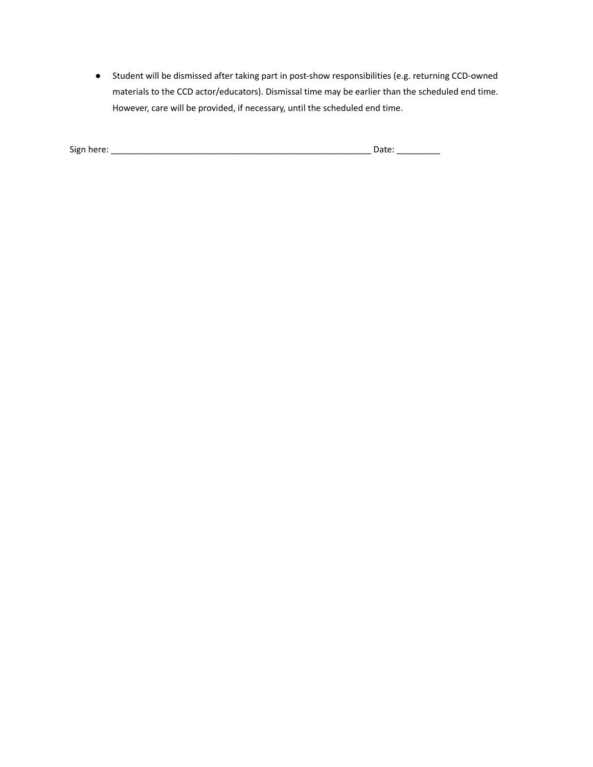- Student will be dismissed after taking part in post-show responsibilities (e.g. returning CCD-owned materials to the CCD actor/educators). Dismissal time may be earlier than the scheduled end time. However, care will be provided, if necessary, until the scheduled end time.

Sign here: ________________________________________________________ Date: _________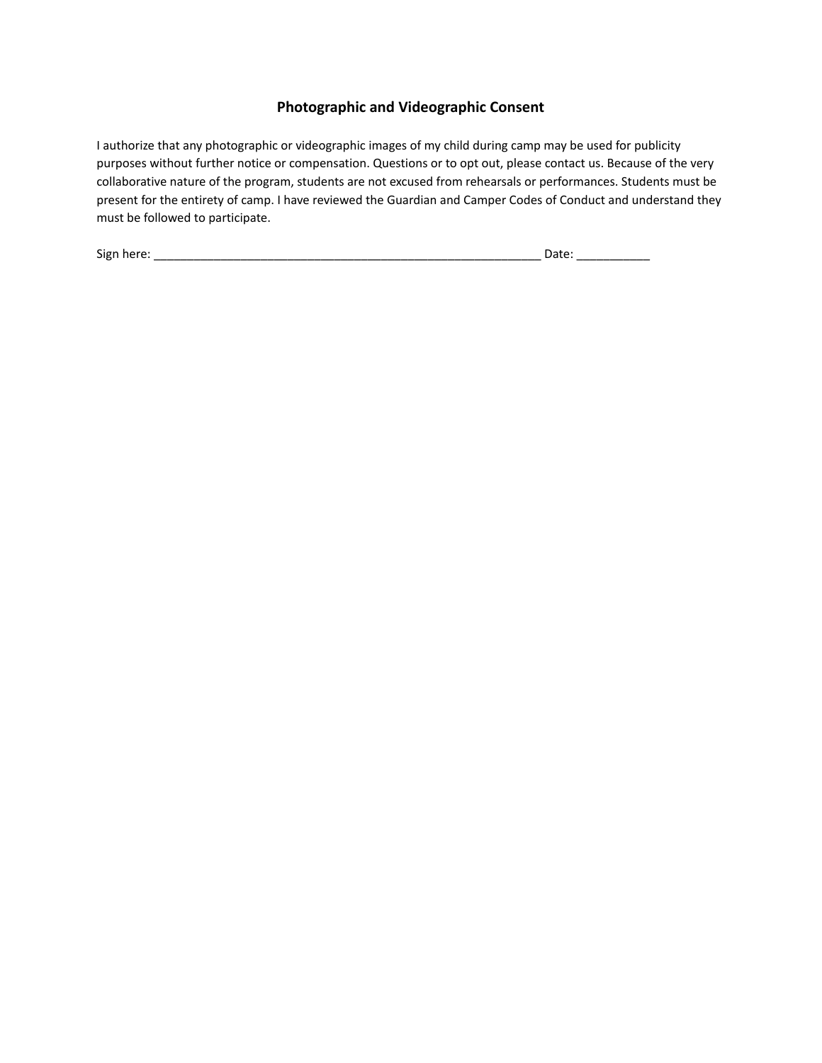## Photographic and Videographic Consent

I authorize that any photographic or videographic images of my child during camp may be used for publicity purposes without further notice or compensation. Questions or to opt out, please contact us. Because of the very collaborative nature of the program, students are not excused from rehearsals or performances. Students must be present for the entirety of camp. I have reviewed the Guardian and Camper Codes of Conduct and understand they must be followed to participate.

Sign here: ____________________________________________________________ Date: ___________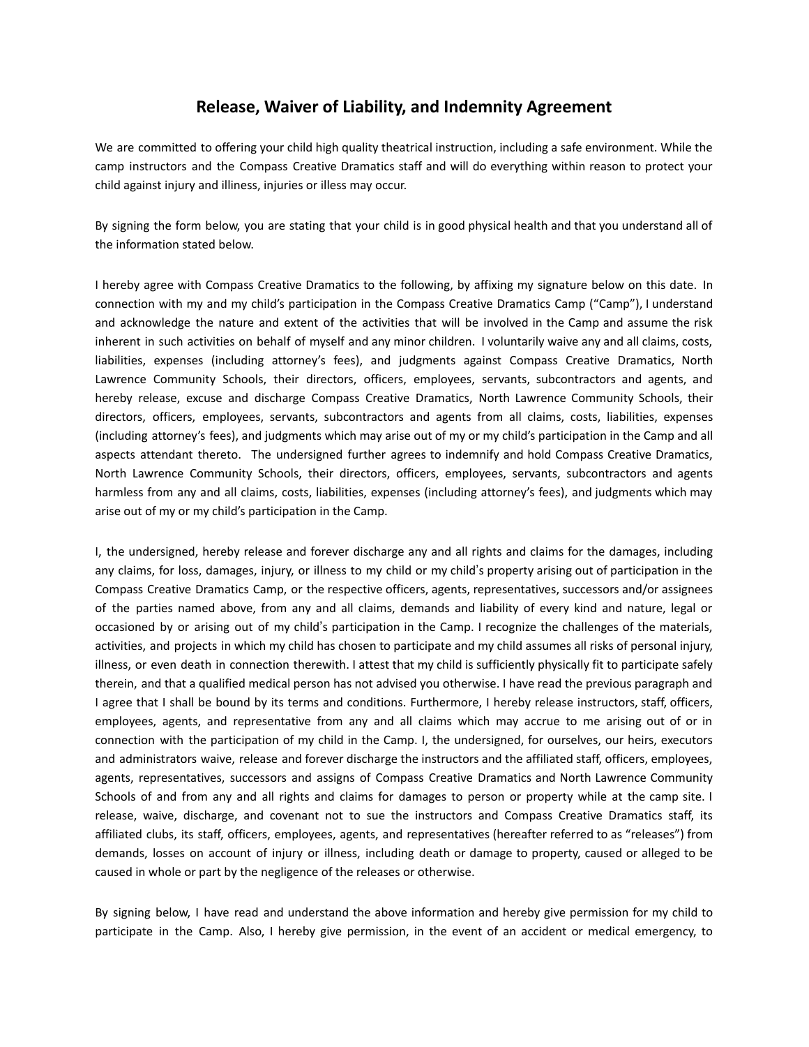# Release, Waiver of Liability, and Indemnity Agreement

We are committed to offering your child high quality theatrical instruction, including a safe environment. While the camp instructors and the Compass Creative Dramatics staff and will do everything within reason to protect your child against injury and illiness, injuries or illess may occur.

By signing the form below, you are stating that your child is in good physical health and that you understand all of the information stated below.

I hereby agree with Compass Creative Dramatics to the following, by affixing my signature below on this date. In connection with my and my child's participation in the Compass Creative Dramatics Camp ("Camp"), I understand and acknowledge the nature and extent of the activities that will be involved in the Camp and assume the risk inherent in such activities on behalf of myself and any minor children. I voluntarily waive any and all claims, costs, liabilities, expenses (including attorney's fees), and judgments against Compass Creative Dramatics, North Lawrence Community Schools, their directors, officers, employees, servants, subcontractors and agents, and hereby release, excuse and discharge Compass Creative Dramatics, North Lawrence Community Schools, their directors, officers, employees, servants, subcontractors and agents from all claims, costs, liabilities, expenses (including attorney's fees), and judgments which may arise out of my or my child's participation in the Camp and all aspects attendant thereto. The undersigned further agrees to indemnify and hold Compass Creative Dramatics, North Lawrence Community Schools, their directors, officers, employees, servants, subcontractors and agents harmless from any and all claims, costs, liabilities, expenses (including attorney's fees), and judgments which may arise out of my or my child's participation in the Camp.

I, the undersigned, hereby release and forever discharge any and all rights and claims for the damages, including any claims, for loss, damages, injury, or illness to my child or my child's property arising out of participation in the Compass Creative Dramatics Camp, or the respective officers, agents, representatives, successors and/or assignees of the parties named above, from any and all claims, demands and liability of every kind and nature, legal or occasioned by or arising out of my child's participation in the Camp. I recognize the challenges of the materials, activities, and projects in which my child has chosen to participate and my child assumes all risks of personal injury, illness, or even death in connection therewith. I attest that my child is sufficiently physically fit to participate safely therein, and that a qualified medical person has not advised you otherwise. I have read the previous paragraph and I agree that I shall be bound by its terms and conditions. Furthermore, I hereby release instructors, staff, officers, employees, agents, and representative from any and all claims which may accrue to me arising out of or in connection with the participation of my child in the Camp. I, the undersigned, for ourselves, our heirs, executors and administrators waive, release and forever discharge the instructors and the affiliated staff, officers, employees, agents, representatives, successors and assigns of Compass Creative Dramatics and North Lawrence Community Schools of and from any and all rights and claims for damages to person or property while at the camp site. I release, waive, discharge, and covenant not to sue the instructors and Compass Creative Dramatics staff, its affiliated clubs, its staff, officers, employees, agents, and representatives (hereafter referred to as "releases") from demands, losses on account of injury or illness, including death or damage to property, caused or alleged to be caused in whole or part by the negligence of the releases or otherwise.

By signing below, I have read and understand the above information and hereby give permission for my child to participate in the Camp. Also, I hereby give permission, in the event of an accident or medical emergency, to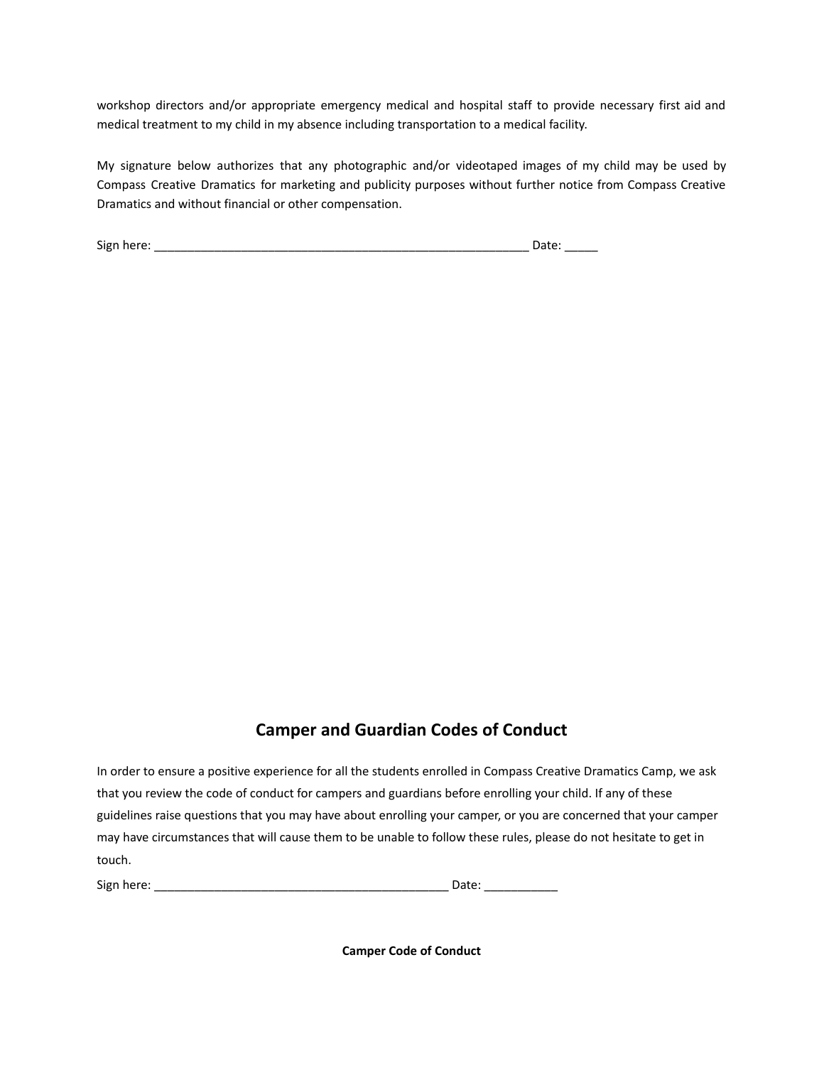workshop directors and/or appropriate emergency medical and hospital staff to provide necessary first aid and medical treatment to my child in my absence including transportation to a medical facility.

My signature below authorizes that any photographic and/or videotaped images of my child may be used by Compass Creative Dramatics for marketing and publicity purposes without further notice from Compass Creative Dramatics and without financial or other compensation.

Sign here: __________________________________________________________ Date: _____

## Camper and Guardian Codes of Conduct

In order to ensure a positive experience for all the students enrolled in Compass Creative Dramatics Camp, we ask that you review the code of conduct for campers and guardians before enrolling your child. If any of these guidelines raise questions that you may have about enrolling your camper, or you are concerned that your camper may have circumstances that will cause them to be unable to follow these rules, please do not hesitate to get in touch.

Sign here: ______________________________________________ Date: ___________

**Camper Code of Conduct**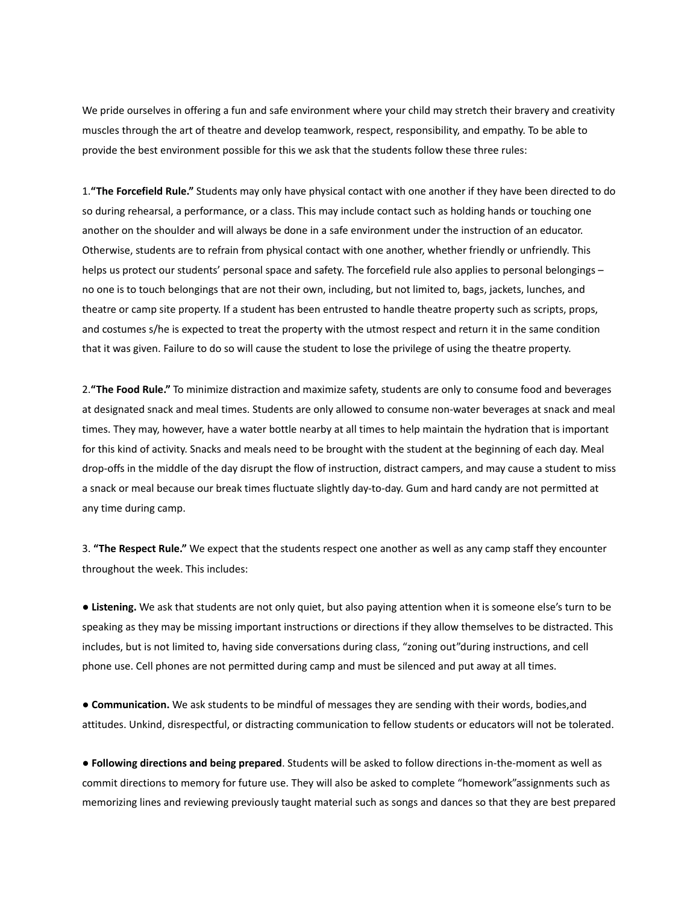We pride ourselves in offering a fun and safe environment where your child may stretch their bravery and creativity muscles through the art of theatre and develop teamwork, respect, responsibility, and empathy. To be able to provide the best environment possible for this we ask that the students follow these three rules:

1.**"The Forcefield Rule."** Students may only have physical contact with one another if they have been directed to do so during rehearsal, a performance, or a class. This may include contact such as holding hands or touching one another on the shoulder and will always be done in a safe environment under the instruction of an educator. Otherwise, students are to refrain from physical contact with one another, whether friendly or unfriendly. This helps us protect our students' personal space and safety. The forcefield rule also applies to personal belongings – no one is to touch belongings that are not their own, including, but not limited to, bags, jackets, lunches, and theatre or camp site property. If a student has been entrusted to handle theatre property such as scripts, props, and costumes s/he is expected to treat the property with the utmost respect and return it in the same condition that it was given. Failure to do so will cause the student to lose the privilege of using the theatre property.

2.**"The Food Rule."** To minimize distraction and maximize safety, students are only to consume food and beverages at designated snack and meal times. Students are only allowed to consume non-water beverages at snack and meal times. They may, however, have a water bottle nearby at all times to help maintain the hydration that is important for this kind of activity. Snacks and meals need to be brought with the student at the beginning of each day. Meal drop-offs in the middle of the day disrupt the flow of instruction, distract campers, and may cause a student to miss a snack or meal because our break times fluctuate slightly day-to-day. Gum and hard candy are not permitted at any time during camp.

3. **"The Respect Rule."** We expect that the students respect one another as well as any camp staff they encounter throughout the week. This includes:

● **Listening.** We ask that students are not only quiet, but also paying attention when it is someone else's turn to be speaking as they may be missing important instructions or directions if they allow themselves to be distracted. This includes, but is not limited to, having side conversations during class, "zoning out"during instructions, and cell phone use. Cell phones are not permitted during camp and must be silenced and put away at all times.

● **Communication.** We ask students to be mindful of messages they are sending with their words, bodies,and attitudes. Unkind, disrespectful, or distracting communication to fellow students or educators will not be tolerated.

● **Following directions and being prepared**. Students will be asked to follow directions in-the-moment as well as commit directions to memory for future use. They will also be asked to complete "homework"assignments such as memorizing lines and reviewing previously taught material such as songs and dances so that they are best prepared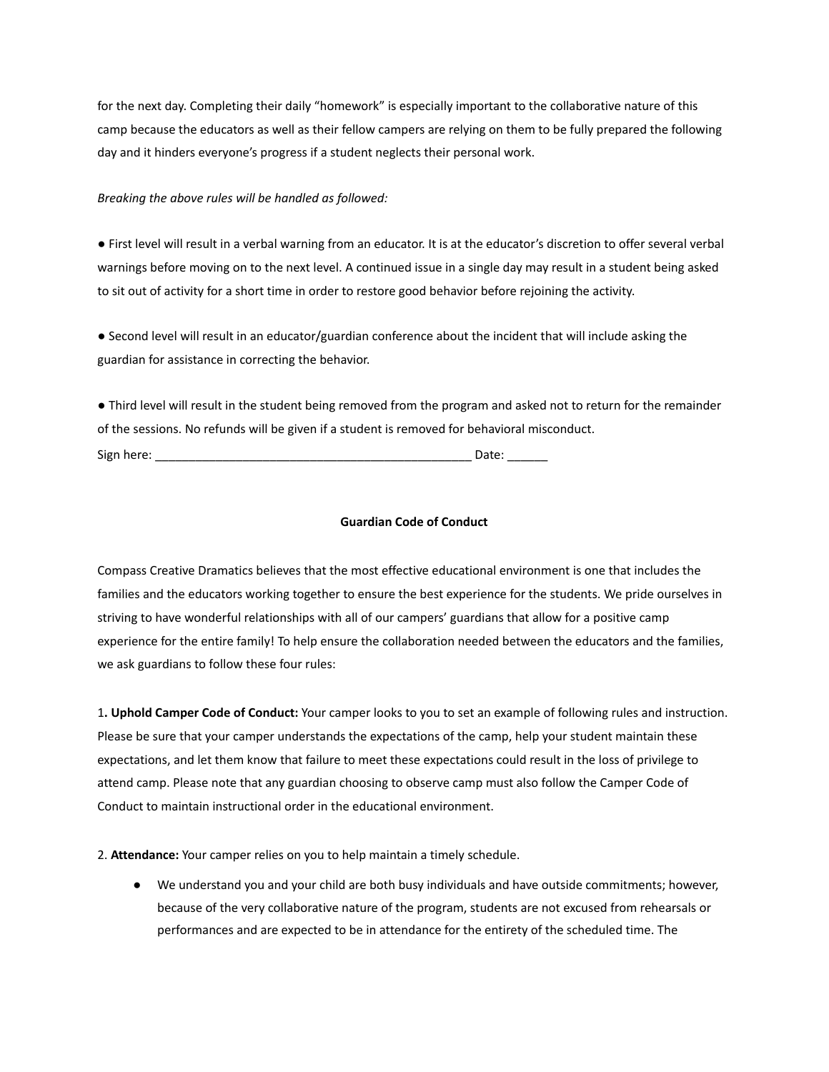for the next day. Completing their daily "homework" is especially important to the collaborative nature of this camp because the educators as well as their fellow campers are relying on them to be fully prepared the following day and it hinders everyone's progress if a student neglects their personal work.

*Breaking the above rules will be handled as followed:*

● First level will result in a verbal warning from an educator. It is at the educator's discretion to offer several verbal warnings before moving on to the next level. A continued issue in a single day may result in a student being asked to sit out of activity for a short time in order to restore good behavior before rejoining the activity.

● Second level will result in an educator/guardian conference about the incident that will include asking the guardian for assistance in correcting the behavior.

● Third level will result in the student being removed from the program and asked not to return for the remainder of the sessions. No refunds will be given if a student is removed for behavioral misconduct.

Sign here: _______________________________________________ Date: ______

**Guardian Code of Conduct**

Compass Creative Dramatics believes that the most effective educational environment is one that includes the families and the educators working together to ensure the best experience for the students. We pride ourselves in striving to have wonderful relationships with all of our campers' guardians that allow for a positive camp experience for the entire family! To help ensure the collaboration needed between the educators and the families, we ask guardians to follow these four rules:

1**. Uphold Camper Code of Conduct:** Your camper looks to you to set an example of following rules and instruction. Please be sure that your camper understands the expectations of the camp, help your student maintain these expectations, and let them know that failure to meet these expectations could result in the loss of privilege to attend camp. Please note that any guardian choosing to observe camp must also follow the Camper Code of Conduct to maintain instructional order in the educational environment.

2. **Attendance:** Your camper relies on you to help maintain a timely schedule.

- We understand you and your child are both busy individuals and have outside commitments; however, because of the very collaborative nature of the program, students are not excused from rehearsals or performances and are expected to be in attendance for the entirety of the scheduled time. The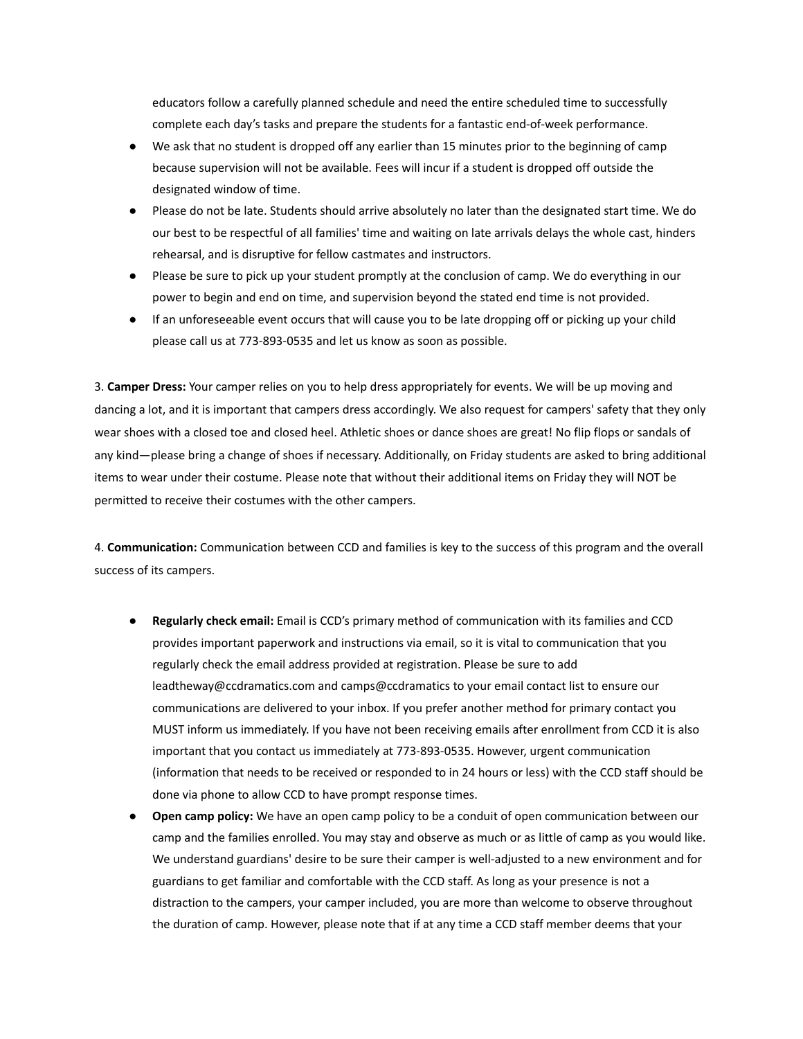educators follow a carefully planned schedule and need the entire scheduled time to successfully complete each day's tasks and prepare the students for a fantastic end-of-week performance.

- We ask that no student is dropped off any earlier than 15 minutes prior to the beginning of camp because supervision will not be available. Fees will incur if a student is dropped off outside the designated window of time.
- Please do not be late. Students should arrive absolutely no later than the designated start time. We do our best to be respectful of all families' time and waiting on late arrivals delays the whole cast, hinders rehearsal, and is disruptive for fellow castmates and instructors.
- Please be sure to pick up your student promptly at the conclusion of camp. We do everything in our power to begin and end on time, and supervision beyond the stated end time is not provided.
- If an unforeseeable event occurs that will cause you to be late dropping off or picking up your child please call us at 773-893-0535 and let us know as soon as possible.

3. **Camper Dress:** Your camper relies on you to help dress appropriately for events. We will be up moving and dancing a lot, and it is important that campers dress accordingly. We also request for campers' safety that they only wear shoes with a closed toe and closed heel. Athletic shoes or dance shoes are great! No flip flops or sandals of any kind—please bring a change of shoes if necessary. Additionally, on Friday students are asked to bring additional items to wear under their costume. Please note that without their additional items on Friday they will NOT be permitted to receive their costumes with the other campers.

4. **Communication:** Communication between CCD and families is key to the success of this program and the overall success of its campers.

- **Regularly check email:** Email is CCD's primary method of communication with its families and CCD provides important paperwork and instructions via email, so it is vital to communication that you regularly check the email address provided at registration. Please be sure to add leadtheway@ccdramatics.com and camps@ccdramatics to your email contact list to ensure our communications are delivered to your inbox. If you prefer another method for primary contact you MUST inform us immediately. If you have not been receiving emails after enrollment from CCD it is also important that you contact us immediately at 773-893-0535. However, urgent communication (information that needs to be received or responded to in 24 hours or less) with the CCD staff should be done via phone to allow CCD to have prompt response times.
- **Open camp policy:** We have an open camp policy to be a conduit of open communication between our camp and the families enrolled. You may stay and observe as much or as little of camp as you would like. We understand guardians' desire to be sure their camper is well-adjusted to a new environment and for guardians to get familiar and comfortable with the CCD staff. As long as your presence is not a distraction to the campers, your camper included, you are more than welcome to observe throughout the duration of camp. However, please note that if at any time a CCD staff member deems that your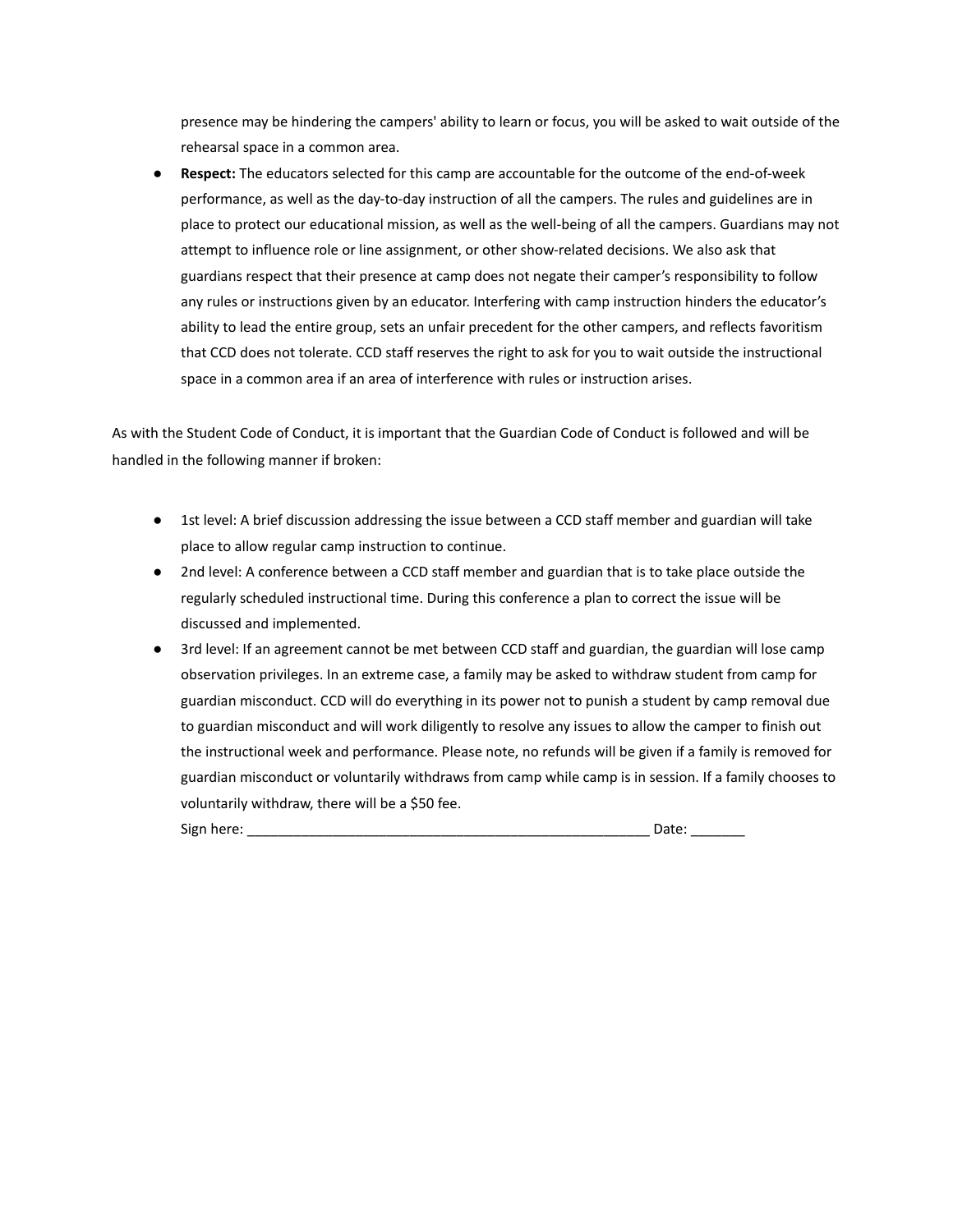presence may be hindering the campers' ability to learn or focus, you will be asked to wait outside of the rehearsal space in a common area.

- **Respect:** The educators selected for this camp are accountable for the outcome of the end-of-week performance, as well as the day-to-day instruction of all the campers. The rules and guidelines are in place to protect our educational mission, as well as the well-being of all the campers. Guardians may not attempt to influence role or line assignment, or other show-related decisions. We also ask that guardians respect that their presence at camp does not negate their camper's responsibility to follow any rules or instructions given by an educator. Interfering with camp instruction hinders the educator's ability to lead the entire group, sets an unfair precedent for the other campers, and reflects favoritism that CCD does not tolerate. CCD staff reserves the right to ask for you to wait outside the instructional space in a common area if an area of interference with rules or instruction arises.

As with the Student Code of Conduct, it is important that the Guardian Code of Conduct is followed and will be handled in the following manner if broken:

- 1st level: A brief discussion addressing the issue between a CCD staff member and guardian will take place to allow regular camp instruction to continue.
- 2nd level: A conference between a CCD staff member and guardian that is to take place outside the regularly scheduled instructional time. During this conference a plan to correct the issue will be discussed and implemented.
- 3rd level: If an agreement cannot be met between CCD staff and guardian, the guardian will lose camp observation privileges. In an extreme case, a family may be asked to withdraw student from camp for guardian misconduct. CCD will do everything in its power not to punish a student by camp removal due to guardian misconduct and will work diligently to resolve any issues to allow the camper to finish out the instructional week and performance. Please note, no refunds will be given if a family is removed for guardian misconduct or voluntarily withdraws from camp while camp is in session. If a family chooses to voluntarily withdraw, there will be a $50 fee.
  Sign here: ______________________________________________________ Date: _______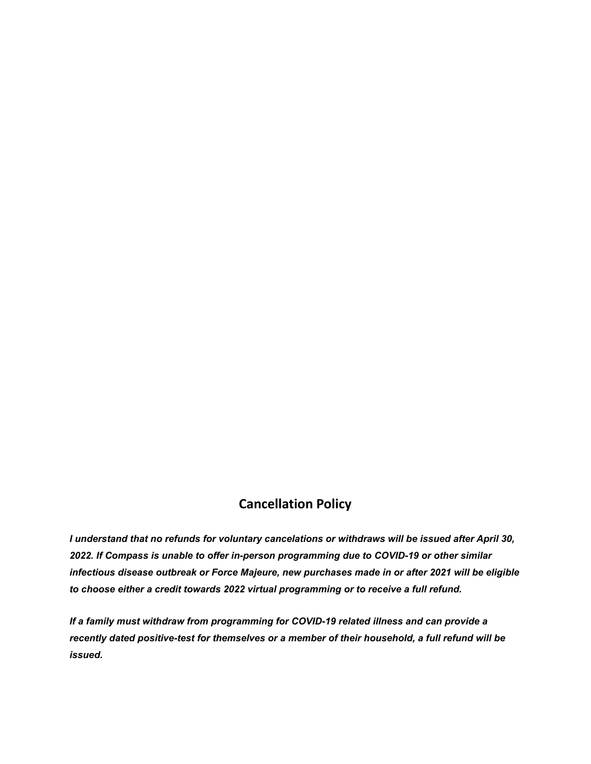## Cancellation Policy

***I understand that no refunds for voluntary cancelations or withdraws will be issued after April 30, 2022. If Compass is unable to offer in-person programming due to COVID-19 or other similar infectious disease outbreak or Force Majeure, new purchases made in or after 2021 will be eligible to choose either a credit towards 2022 virtual programming or to receive a full refund.***

***If a family must withdraw from programming for COVID-19 related illness and can provide a recently dated positive-test for themselves or a member of their household, a full refund will be issued.***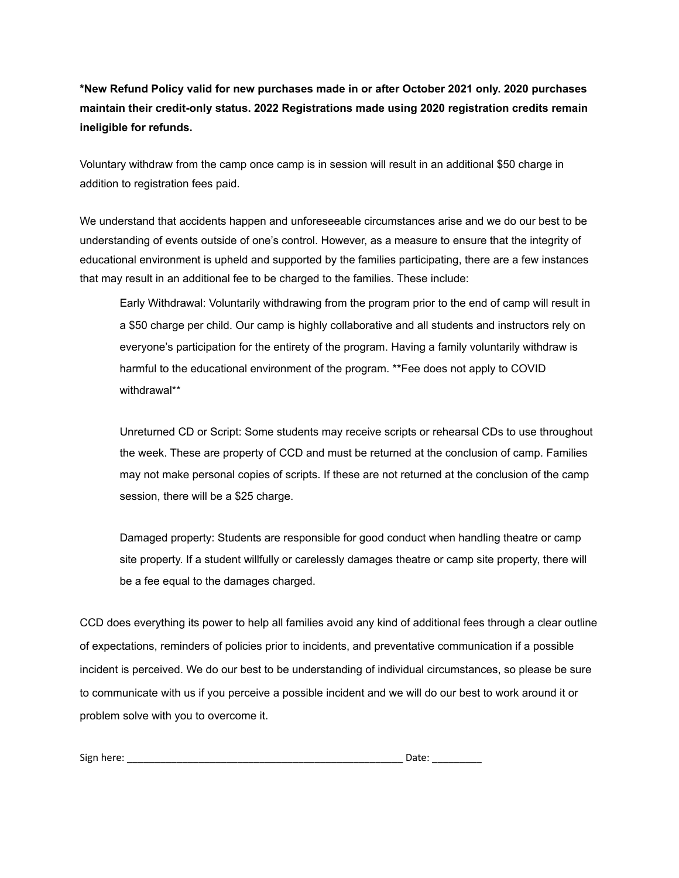**\*New Refund Policy valid for new purchases made in or after October 2021 only. 2020 purchases maintain their credit-only status. 2022 Registrations made using 2020 registration credits remain ineligible for refunds.**

Voluntary withdraw from the camp once camp is in session will result in an additional $50 charge in addition to registration fees paid.

We understand that accidents happen and unforeseeable circumstances arise and we do our best to be understanding of events outside of one's control. However, as a measure to ensure that the integrity of educational environment is upheld and supported by the families participating, there are a few instances that may result in an additional fee to be charged to the families. These include:

> Early Withdrawal: Voluntarily withdrawing from the program prior to the end of camp will result in a $50 charge per child. Our camp is highly collaborative and all students and instructors rely on everyone's participation for the entirety of the program. Having a family voluntarily withdraw is harmful to the educational environment of the program. \*\*Fee does not apply to COVID withdrawal\*\*
>
> Unreturned CD or Script: Some students may receive scripts or rehearsal CDs to use throughout the week. These are property of CCD and must be returned at the conclusion of camp. Families may not make personal copies of scripts. If these are not returned at the conclusion of the camp session, there will be a $25 charge.
>
> Damaged property: Students are responsible for good conduct when handling theatre or camp site property. If a student willfully or carelessly damages theatre or camp site property, there will be a fee equal to the damages charged.

CCD does everything its power to help all families avoid any kind of additional fees through a clear outline of expectations, reminders of policies prior to incidents, and preventative communication if a possible incident is perceived. We do our best to be understanding of individual circumstances, so please be sure to communicate with us if you perceive a possible incident and we will do our best to work around it or problem solve with you to overcome it.

Sign here: _______________________________________________ Date: _________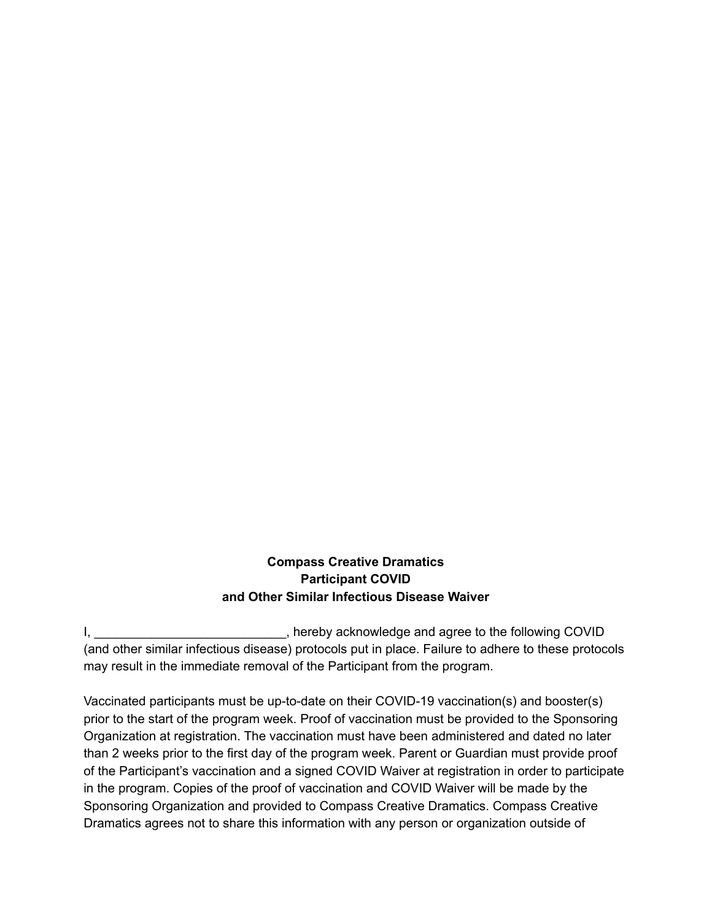**Compass Creative Dramatics**
**Participant COVID**
**and Other Similar Infectious Disease Waiver**

I, ___________________________, hereby acknowledge and agree to the following COVID (and other similar infectious disease) protocols put in place. Failure to adhere to these protocols may result in the immediate removal of the Participant from the program.

Vaccinated participants must be up-to-date on their COVID-19 vaccination(s) and booster(s) prior to the start of the program week. Proof of vaccination must be provided to the Sponsoring Organization at registration. The vaccination must have been administered and dated no later than 2 weeks prior to the first day of the program week. Parent or Guardian must provide proof of the Participant's vaccination and a signed COVID Waiver at registration in order to participate in the program. Copies of the proof of vaccination and COVID Waiver will be made by the Sponsoring Organization and provided to Compass Creative Dramatics. Compass Creative Dramatics agrees not to share this information with any person or organization outside of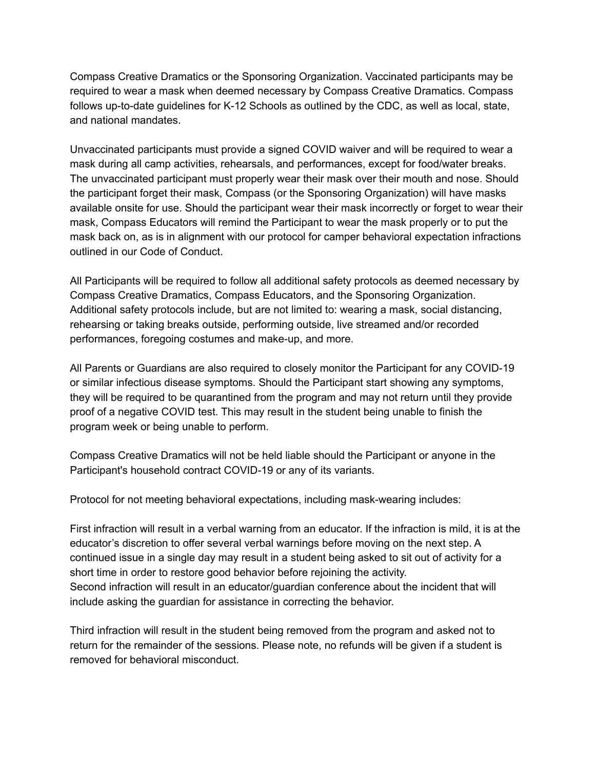Compass Creative Dramatics or the Sponsoring Organization. Vaccinated participants may be required to wear a mask when deemed necessary by Compass Creative Dramatics. Compass follows up-to-date guidelines for K-12 Schools as outlined by the CDC, as well as local, state, and national mandates.

Unvaccinated participants must provide a signed COVID waiver and will be required to wear a mask during all camp activities, rehearsals, and performances, except for food/water breaks. The unvaccinated participant must properly wear their mask over their mouth and nose. Should the participant forget their mask, Compass (or the Sponsoring Organization) will have masks available onsite for use. Should the participant wear their mask incorrectly or forget to wear their mask, Compass Educators will remind the Participant to wear the mask properly or to put the mask back on, as is in alignment with our protocol for camper behavioral expectation infractions outlined in our Code of Conduct.

All Participants will be required to follow all additional safety protocols as deemed necessary by Compass Creative Dramatics, Compass Educators, and the Sponsoring Organization. Additional safety protocols include, but are not limited to: wearing a mask, social distancing, rehearsing or taking breaks outside, performing outside, live streamed and/or recorded performances, foregoing costumes and make-up, and more.

All Parents or Guardians are also required to closely monitor the Participant for any COVID-19 or similar infectious disease symptoms. Should the Participant start showing any symptoms, they will be required to be quarantined from the program and may not return until they provide proof of a negative COVID test. This may result in the student being unable to finish the program week or being unable to perform.

Compass Creative Dramatics will not be held liable should the Participant or anyone in the Participant's household contract COVID-19 or any of its variants.

Protocol for not meeting behavioral expectations, including mask-wearing includes:

First infraction will result in a verbal warning from an educator. If the infraction is mild, it is at the educator's discretion to offer several verbal warnings before moving on the next step. A continued issue in a single day may result in a student being asked to sit out of activity for a short time in order to restore good behavior before rejoining the activity.
Second infraction will result in an educator/guardian conference about the incident that will include asking the guardian for assistance in correcting the behavior.

Third infraction will result in the student being removed from the program and asked not to return for the remainder of the sessions. Please note, no refunds will be given if a student is removed for behavioral misconduct.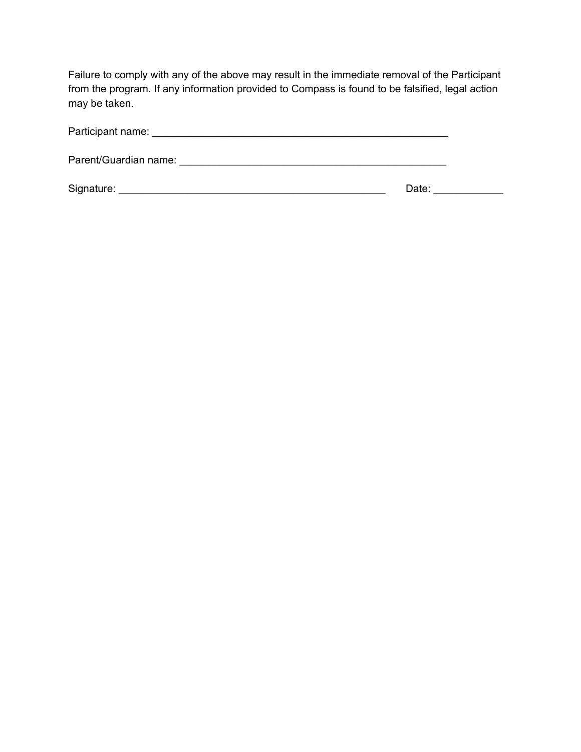Failure to comply with any of the above may result in the immediate removal of the Participant from the program. If any information provided to Compass is found to be falsified, legal action may be taken.

Participant name: ______________________________________________________

Parent/Guardian name: ________________________________________________

Signature: _______________________________________________ Date: ____________